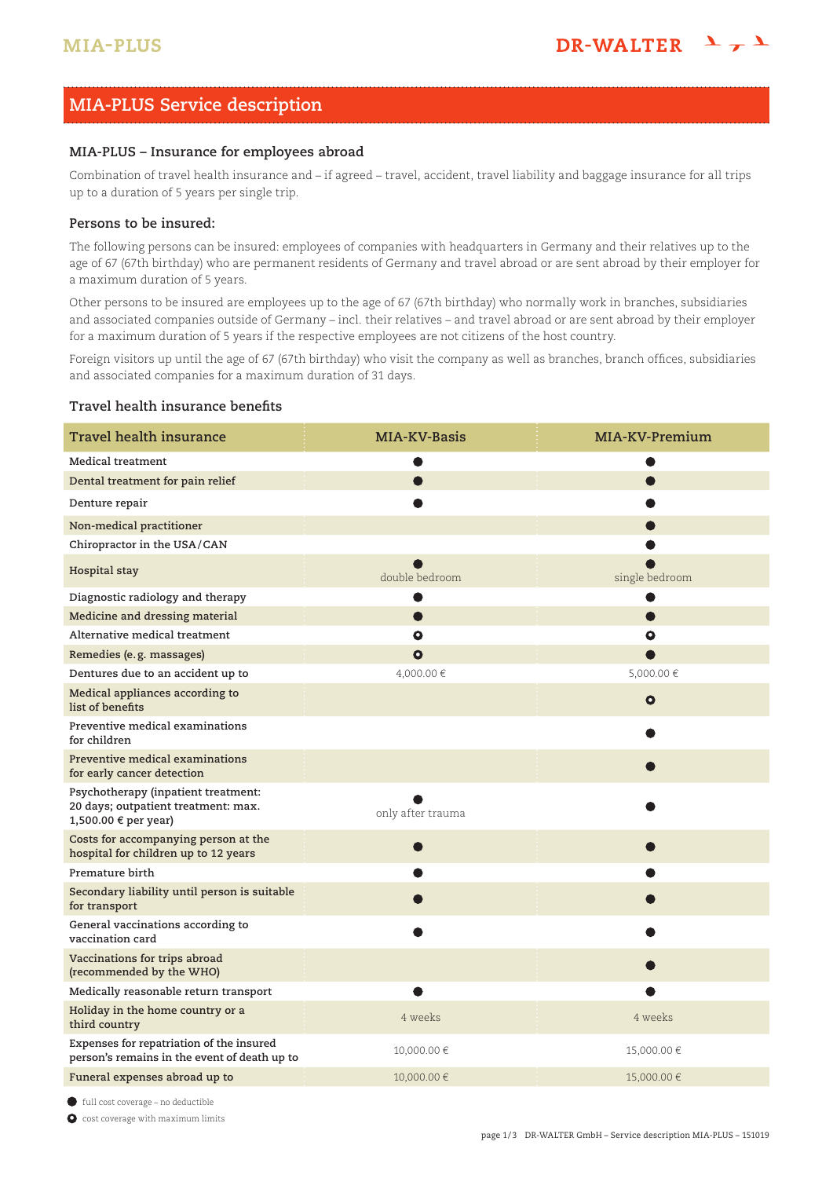# MIA-PLUS Service description

## MIA-PLUS – Insurance for employees abroad

Combination of travel health insurance and – if agreed – travel, accident, travel liability and baggage insurance for all trips up to a duration of 5 years per single trip.

## Persons to be insured:

The following persons can be insured: employees of companies with headquarters in Germany and their relatives up to the age of 67 (67th birthday) who are permanent residents of Germany and travel abroad or are sent abroad by their employer for a maximum duration of 5 years.

Other persons to be insured are employees up to the age of 67 (67th birthday) who normally work in branches, subsidiaries and associated companies outside of Germany – incl. their relatives – and travel abroad or are sent abroad by their employer for a maximum duration of 5 years if the respective employees are not citizens of the host country.

Foreign visitors up until the age of 67 (67th birthday) who visit the company as well as branches, branch offices, subsidiaries and associated companies for a maximum duration of 31 days.

## Travel health insurance benefits

| Travel health insurance | MIA-KV-Basis | MIA-KV-Premium |
|---|---|---|
| Medical treatment | ● | ● |
| Dental treatment for pain relief | ● | ● |
| Denture repair | ● | ● |
| Non-medical practitioner | | ● |
| Chiropractor in the USA/CAN | | ● |
| Hospital stay | ● double bedroom | ● single bedroom |
| Diagnostic radiology and therapy | ● | ● |
| Medicine and dressing material | ● | ● |
| Alternative medical treatment | ◉ | ◉ |
| Remedies (e.g. massages) | ◉ | ● |
| Dentures due to an accident up to | 4,000.00 € | 5,000.00 € |
| Medical appliances according to list of benefits | | ◉ |
| Preventive medical examinations for children | | ● |
| Preventive medical examinations for early cancer detection | | ● |
| Psychotherapy (inpatient treatment: 20 days; outpatient treatment: max. 1,500.00 € per year) | ● only after trauma | ● |
| Costs for accompanying person at the hospital for children up to 12 years | ● | ● |
| Premature birth | ● | ● |
| Secondary liability until person is suitable for transport | ● | ● |
| General vaccinations according to vaccination card | ● | ● |
| Vaccinations for trips abroad (recommended by the WHO) | | ● |
| Medically reasonable return transport | ● | ● |
| Holiday in the home country or a third country | 4 weeks | 4 weeks |
| Expenses for repatriation of the insured person's remains in the event of death up to | 10,000.00 € | 15,000.00 € |
| Funeral expenses abroad up to | 10,000.00 € | 15,000.00 € |

● full cost coverage – no deductible

◉ cost coverage with maximum limits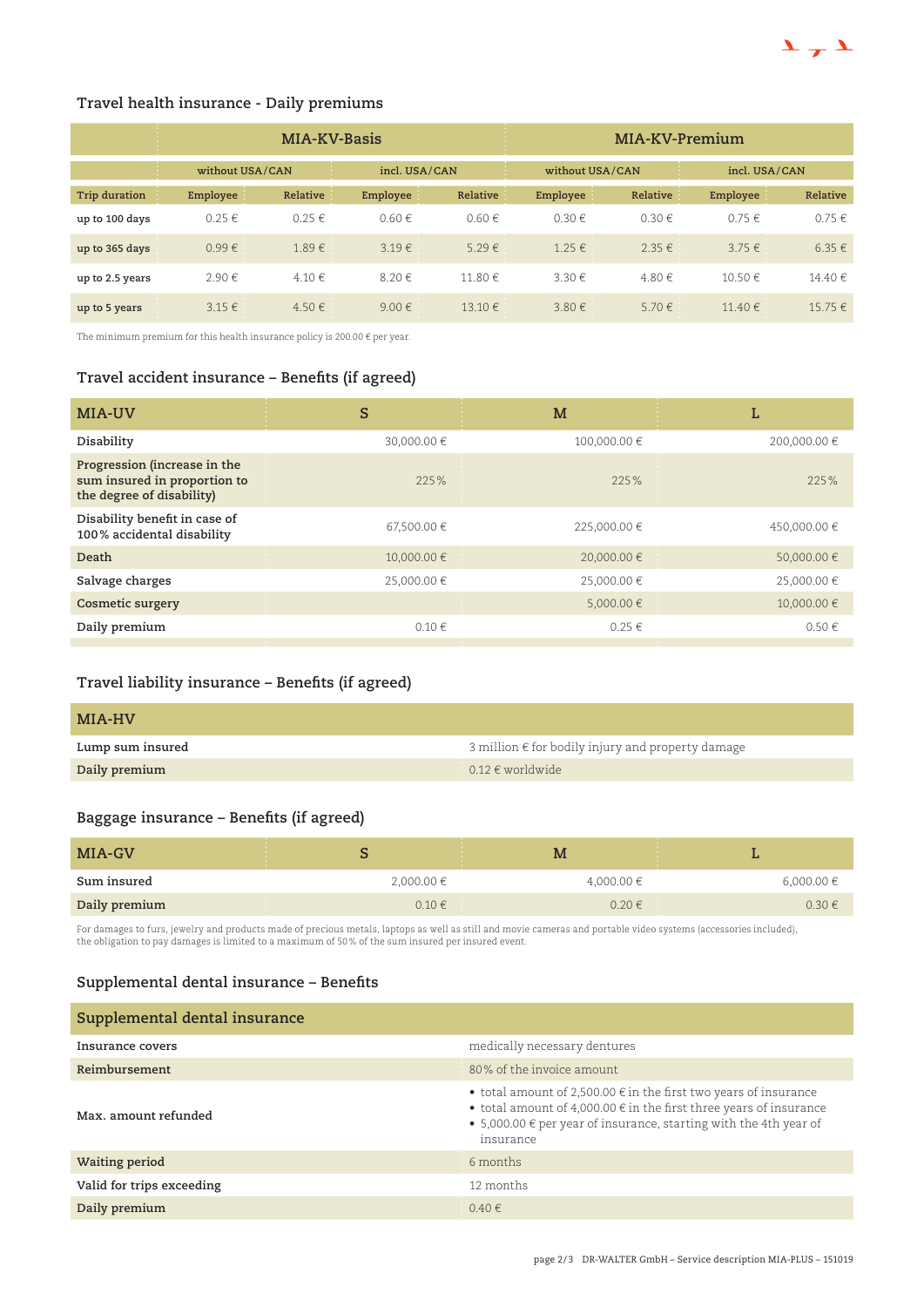## Travel health insurance - Daily premiums

| | MIA-KV-Basis | | | | MIA-KV-Premium | | | |
|---|---|---|---|---|---|---|---|---|
| | without USA/CAN | | incl. USA/CAN | | without USA/CAN | | incl. USA/CAN | |
| Trip duration | Employee | Relative | Employee | Relative | Employee | Relative | Employee | Relative |
| up to 100 days | 0.25 € | 0.25 € | 0.60 € | 0.60 € | 0.30 € | 0.30 € | 0.75 € | 0.75 € |
| up to 365 days | 0.99 € | 1.89 € | 3.19 € | 5.29 € | 1.25 € | 2.35 € | 3.75 € | 6.35 € |
| up to 2.5 years | 2.90 € | 4.10 € | 8.20 € | 11.80 € | 3.30 € | 4.80 € | 10.50 € | 14.40 € |
| up to 5 years | 3.15 € | 4.50 € | 9.00 € | 13.10 € | 3.80 € | 5.70 € | 11.40 € | 15.75 € |

The minimum premium for this health insurance policy is 200.00 € per year.

## Travel accident insurance – Benefits (if agreed)

| MIA-UV | S | M | L |
|---|---|---|---|
| Disability | 30,000.00 € | 100,000.00 € | 200,000.00 € |
| Progression (increase in the sum insured in proportion to the degree of disability) | 225% | 225% | 225% |
| Disability benefit in case of 100% accidental disability | 67,500.00 € | 225,000.00 € | 450,000.00 € |
| Death | 10,000.00 € | 20,000.00 € | 50,000.00 € |
| Salvage charges | 25,000.00 € | 25,000.00 € | 25,000.00 € |
| Cosmetic surgery | | 5,000.00 € | 10,000.00 € |
| Daily premium | 0.10 € | 0.25 € | 0.50 € |

## Travel liability insurance – Benefits (if agreed)

| MIA-HV | |
|---|---|
| Lump sum insured | 3 million € for bodily injury and property damage |
| Daily premium | 0.12 € worldwide |

## Baggage insurance – Benefits (if agreed)

| MIA-GV | S | M | L |
|---|---|---|---|
| Sum insured | 2,000.00 € | 4,000.00 € | 6,000.00 € |
| Daily premium | 0.10 € | 0.20 € | 0.30 € |

For damages to furs, jewelry and products made of precious metals, laptops as well as still and movie cameras and portable video systems (accessories included), the obligation to pay damages is limited to a maximum of 50% of the sum insured per insured event.

## Supplemental dental insurance – Benefits

| Supplemental dental insurance | |
|---|---|
| Insurance covers | medically necessary dentures |
| Reimbursement | 80% of the invoice amount |
| Max. amount refunded | • total amount of 2,500.00 € in the first two years of insurance<br>• total amount of 4,000.00 € in the first three years of insurance<br>• 5,000.00 € per year of insurance, starting with the 4th year of insurance |
| Waiting period | 6 months |
| Valid for trips exceeding | 12 months |
| Daily premium | 0.40 € |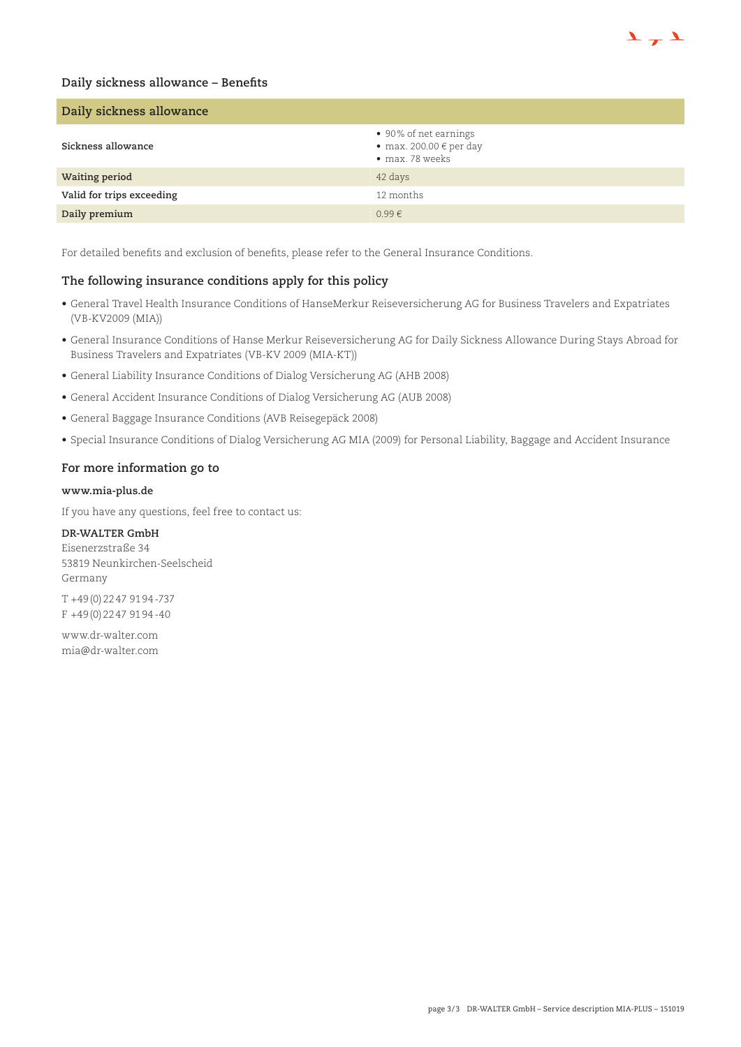### Daily sickness allowance – Benefits

| Daily sickness allowance | |
| --- | --- |
| **Sickness allowance** | • 90 % of net earnings<br>• max. 200.00 € per day<br>• max. 78 weeks |
| **Waiting period** | 42 days |
| **Valid for trips exceeding** | 12 months |
| **Daily premium** | 0.99 € |

For detailed benefits and exclusion of benefits, please refer to the General Insurance Conditions.

### The following insurance conditions apply for this policy

- General Travel Health Insurance Conditions of HanseMerkur Reiseversicherung AG for Business Travelers and Expatriates (VB-KV2009 (MIA))
- General Insurance Conditions of Hanse Merkur Reiseversicherung AG for Daily Sickness Allowance During Stays Abroad for Business Travelers and Expatriates (VB-KV 2009 (MIA-KT))
- General Liability Insurance Conditions of Dialog Versicherung AG (AHB 2008)
- General Accident Insurance Conditions of Dialog Versicherung AG (AUB 2008)
- General Baggage Insurance Conditions (AVB Reisegepäck 2008)
- Special Insurance Conditions of Dialog Versicherung AG MIA (2009) for Personal Liability, Baggage and Accident Insurance

### For more information go to

**www.mia-plus.de**

If you have any questions, feel free to contact us:

**DR-WALTER GmbH**
Eisenerzstraße 34
53819 Neunkirchen-Seelscheid
Germany

T +49 (0) 22 47 91 94 -737
F +49 (0) 22 47 91 94 -40

www.dr-walter.com
mia@dr-walter.com